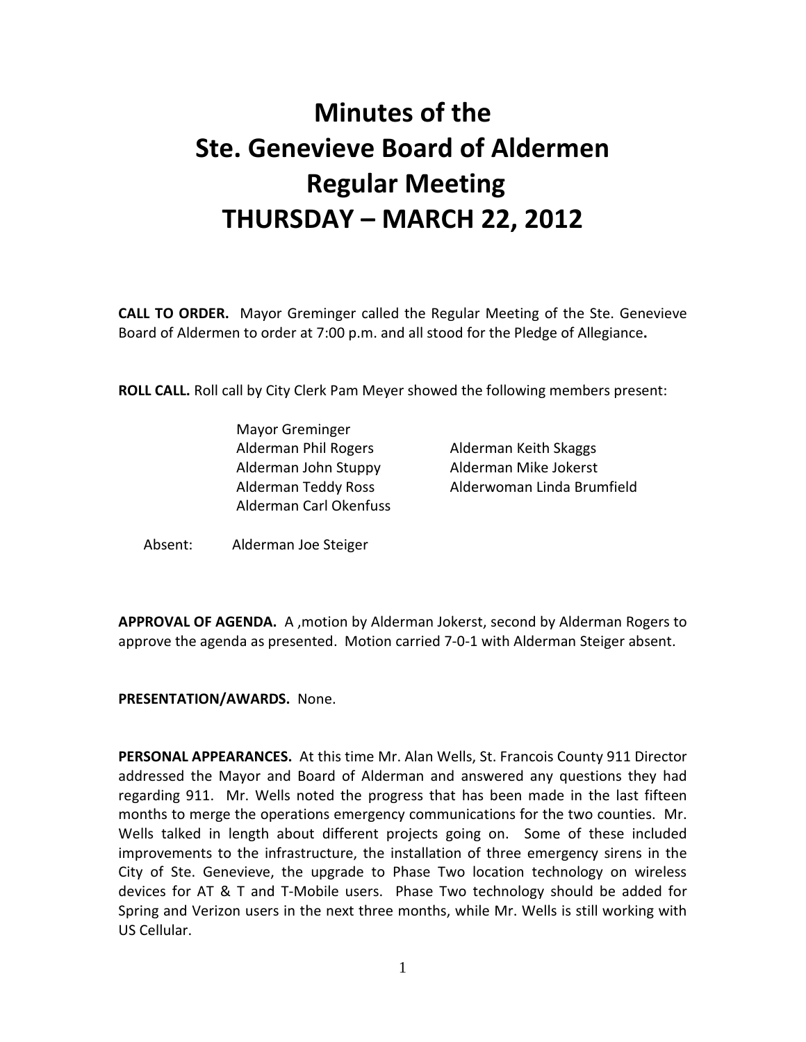# Minutes of the Ste. Genevieve Board of Aldermen Regular Meeting THURSDAY – MARCH 22, 2012

**CALL TO ORDER.** Mayor Greminger called the Regular Meeting of the Ste. Genevieve Board of Aldermen to order at 7:00 p.m. and all stood for the Pledge of Allegiance**.**

**ROLL CALL.** Roll call by City Clerk Pam Meyer showed the following members present:

Mayor Greminger
Alderman Phil Rogers
Alderman John Stuppy
Alderman Teddy Ross
Alderman Carl Okenfuss
Alderman Keith Skaggs
Alderman Mike Jokerst
Alderwoman Linda Brumfield

Absent: Alderman Joe Steiger

**APPROVAL OF AGENDA.** A ,motion by Alderman Jokerst, second by Alderman Rogers to approve the agenda as presented. Motion carried 7-0-1 with Alderman Steiger absent.

**PRESENTATION/AWARDS.** None.

**PERSONAL APPEARANCES.** At this time Mr. Alan Wells, St. Francois County 911 Director addressed the Mayor and Board of Alderman and answered any questions they had regarding 911. Mr. Wells noted the progress that has been made in the last fifteen months to merge the operations emergency communications for the two counties. Mr. Wells talked in length about different projects going on. Some of these included improvements to the infrastructure, the installation of three emergency sirens in the City of Ste. Genevieve, the upgrade to Phase Two location technology on wireless devices for AT & T and T-Mobile users. Phase Two technology should be added for Spring and Verizon users in the next three months, while Mr. Wells is still working with US Cellular.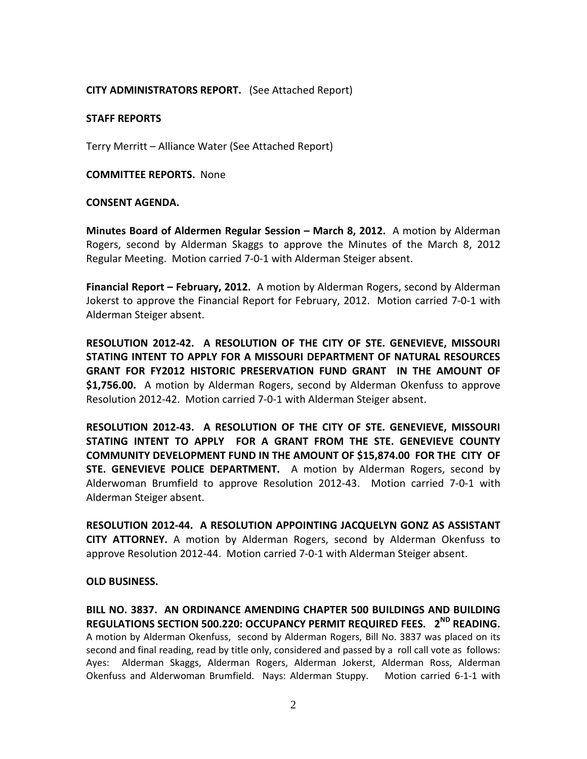**CITY ADMINISTRATORS REPORT.** (See Attached Report)

**STAFF REPORTS**

Terry Merritt – Alliance Water (See Attached Report)

**COMMITTEE REPORTS.** None

**CONSENT AGENDA.**

**Minutes Board of Aldermen Regular Session – March 8, 2012.** A motion by Alderman Rogers, second by Alderman Skaggs to approve the Minutes of the March 8, 2012 Regular Meeting. Motion carried 7-0-1 with Alderman Steiger absent.

**Financial Report – February, 2012.** A motion by Alderman Rogers, second by Alderman Jokerst to approve the Financial Report for February, 2012. Motion carried 7-0-1 with Alderman Steiger absent.

**RESOLUTION 2012-42. A RESOLUTION OF THE CITY OF STE. GENEVIEVE, MISSOURI STATING INTENT TO APPLY FOR A MISSOURI DEPARTMENT OF NATURAL RESOURCES GRANT FOR FY2012 HISTORIC PRESERVATION FUND GRANT IN THE AMOUNT OF $1,756.00.** A motion by Alderman Rogers, second by Alderman Okenfuss to approve Resolution 2012-42. Motion carried 7-0-1 with Alderman Steiger absent.

**RESOLUTION 2012-43. A RESOLUTION OF THE CITY OF STE. GENEVIEVE, MISSOURI STATING INTENT TO APPLY FOR A GRANT FROM THE STE. GENEVIEVE COUNTY COMMUNITY DEVELOPMENT FUND IN THE AMOUNT OF $15,874.00 FOR THE CITY OF STE. GENEVIEVE POLICE DEPARTMENT.** A motion by Alderman Rogers, second by Alderwoman Brumfield to approve Resolution 2012-43. Motion carried 7-0-1 with Alderman Steiger absent.

**RESOLUTION 2012-44. A RESOLUTION APPOINTING JACQUELYN GONZ AS ASSISTANT CITY ATTORNEY.** A motion by Alderman Rogers, second by Alderman Okenfuss to approve Resolution 2012-44. Motion carried 7-0-1 with Alderman Steiger absent.

**OLD BUSINESS.**

**BILL NO. 3837. AN ORDINANCE AMENDING CHAPTER 500 BUILDINGS AND BUILDING REGULATIONS SECTION 500.220: OCCUPANCY PERMIT REQUIRED FEES. 2ND READING.** A motion by Alderman Okenfuss, second by Alderman Rogers, Bill No. 3837 was placed on its second and final reading, read by title only, considered and passed by a roll call vote as follows: Ayes: Alderman Skaggs, Alderman Rogers, Alderman Jokerst, Alderman Ross, Alderman Okenfuss and Alderwoman Brumfield. Nays: Alderman Stuppy. Motion carried 6-1-1 with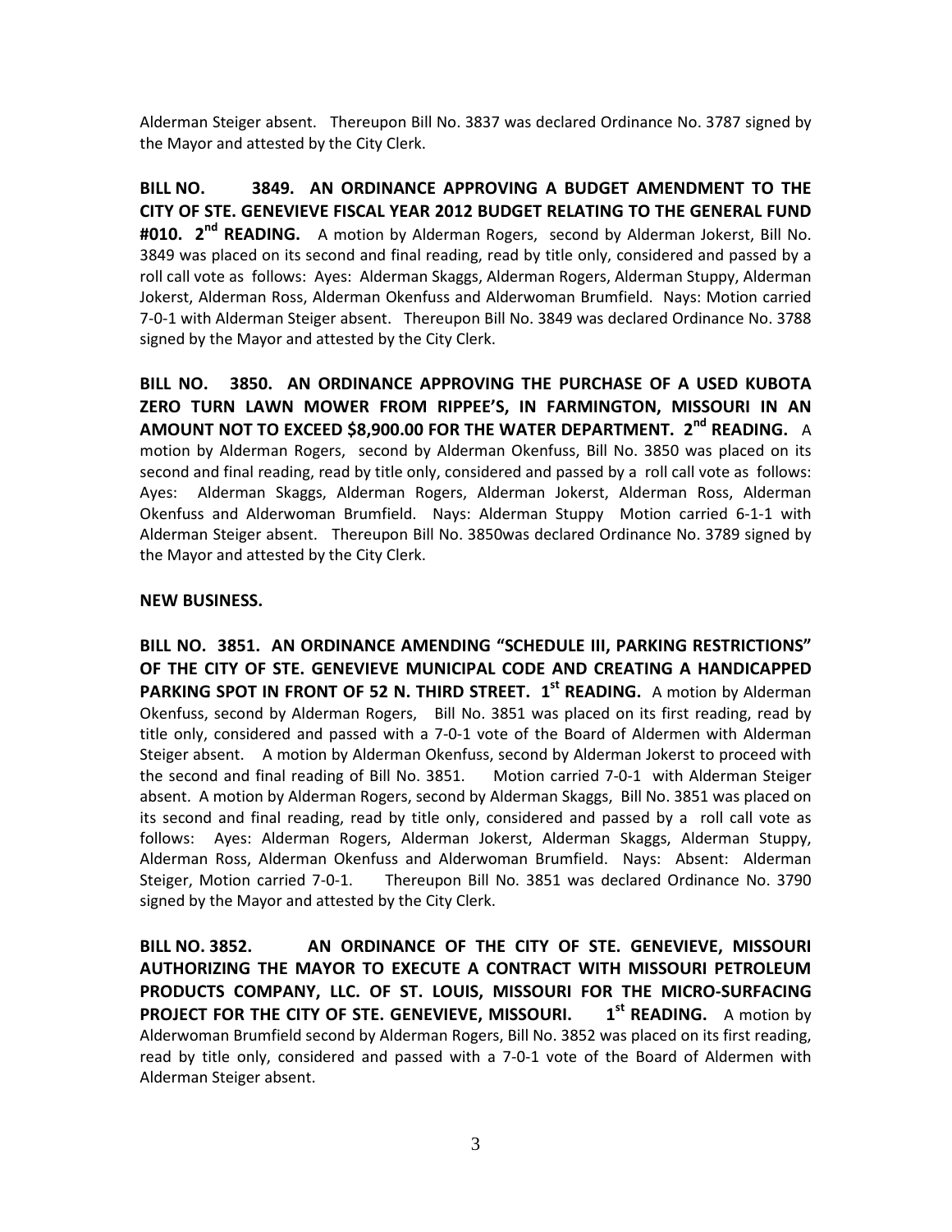Alderman Steiger absent. Thereupon Bill No. 3837 was declared Ordinance No. 3787 signed by the Mayor and attested by the City Clerk.

**BILL NO. 3849. AN ORDINANCE APPROVING A BUDGET AMENDMENT TO THE CITY OF STE. GENEVIEVE FISCAL YEAR 2012 BUDGET RELATING TO THE GENERAL FUND #010. 2nd READING.** A motion by Alderman Rogers, second by Alderman Jokerst, Bill No. 3849 was placed on its second and final reading, read by title only, considered and passed by a roll call vote as follows: Ayes: Alderman Skaggs, Alderman Rogers, Alderman Stuppy, Alderman Jokerst, Alderman Ross, Alderman Okenfuss and Alderwoman Brumfield. Nays: Motion carried 7-0-1 with Alderman Steiger absent. Thereupon Bill No. 3849 was declared Ordinance No. 3788 signed by the Mayor and attested by the City Clerk.

**BILL NO. 3850. AN ORDINANCE APPROVING THE PURCHASE OF A USED KUBOTA ZERO TURN LAWN MOWER FROM RIPPEE'S, IN FARMINGTON, MISSOURI IN AN AMOUNT NOT TO EXCEED $8,900.00 FOR THE WATER DEPARTMENT. 2nd READING.** A motion by Alderman Rogers, second by Alderman Okenfuss, Bill No. 3850 was placed on its second and final reading, read by title only, considered and passed by a roll call vote as follows: Ayes: Alderman Skaggs, Alderman Rogers, Alderman Jokerst, Alderman Ross, Alderman Okenfuss and Alderwoman Brumfield. Nays: Alderman Stuppy Motion carried 6-1-1 with Alderman Steiger absent. Thereupon Bill No. 3850was declared Ordinance No. 3789 signed by the Mayor and attested by the City Clerk.

**NEW BUSINESS.**

**BILL NO. 3851. AN ORDINANCE AMENDING "SCHEDULE III, PARKING RESTRICTIONS" OF THE CITY OF STE. GENEVIEVE MUNICIPAL CODE AND CREATING A HANDICAPPED PARKING SPOT IN FRONT OF 52 N. THIRD STREET. 1st READING.** A motion by Alderman Okenfuss, second by Alderman Rogers, Bill No. 3851 was placed on its first reading, read by title only, considered and passed with a 7-0-1 vote of the Board of Aldermen with Alderman Steiger absent. A motion by Alderman Okenfuss, second by Alderman Jokerst to proceed with the second and final reading of Bill No. 3851. Motion carried 7-0-1 with Alderman Steiger absent. A motion by Alderman Rogers, second by Alderman Skaggs, Bill No. 3851 was placed on its second and final reading, read by title only, considered and passed by a roll call vote as follows: Ayes: Alderman Rogers, Alderman Jokerst, Alderman Skaggs, Alderman Stuppy, Alderman Ross, Alderman Okenfuss and Alderwoman Brumfield. Nays: Absent: Alderman Steiger, Motion carried 7-0-1. Thereupon Bill No. 3851 was declared Ordinance No. 3790 signed by the Mayor and attested by the City Clerk.

**BILL NO. 3852. AN ORDINANCE OF THE CITY OF STE. GENEVIEVE, MISSOURI AUTHORIZING THE MAYOR TO EXECUTE A CONTRACT WITH MISSOURI PETROLEUM PRODUCTS COMPANY, LLC. OF ST. LOUIS, MISSOURI FOR THE MICRO-SURFACING PROJECT FOR THE CITY OF STE. GENEVIEVE, MISSOURI. 1st READING.** A motion by Alderwoman Brumfield second by Alderman Rogers, Bill No. 3852 was placed on its first reading, read by title only, considered and passed with a 7-0-1 vote of the Board of Aldermen with Alderman Steiger absent.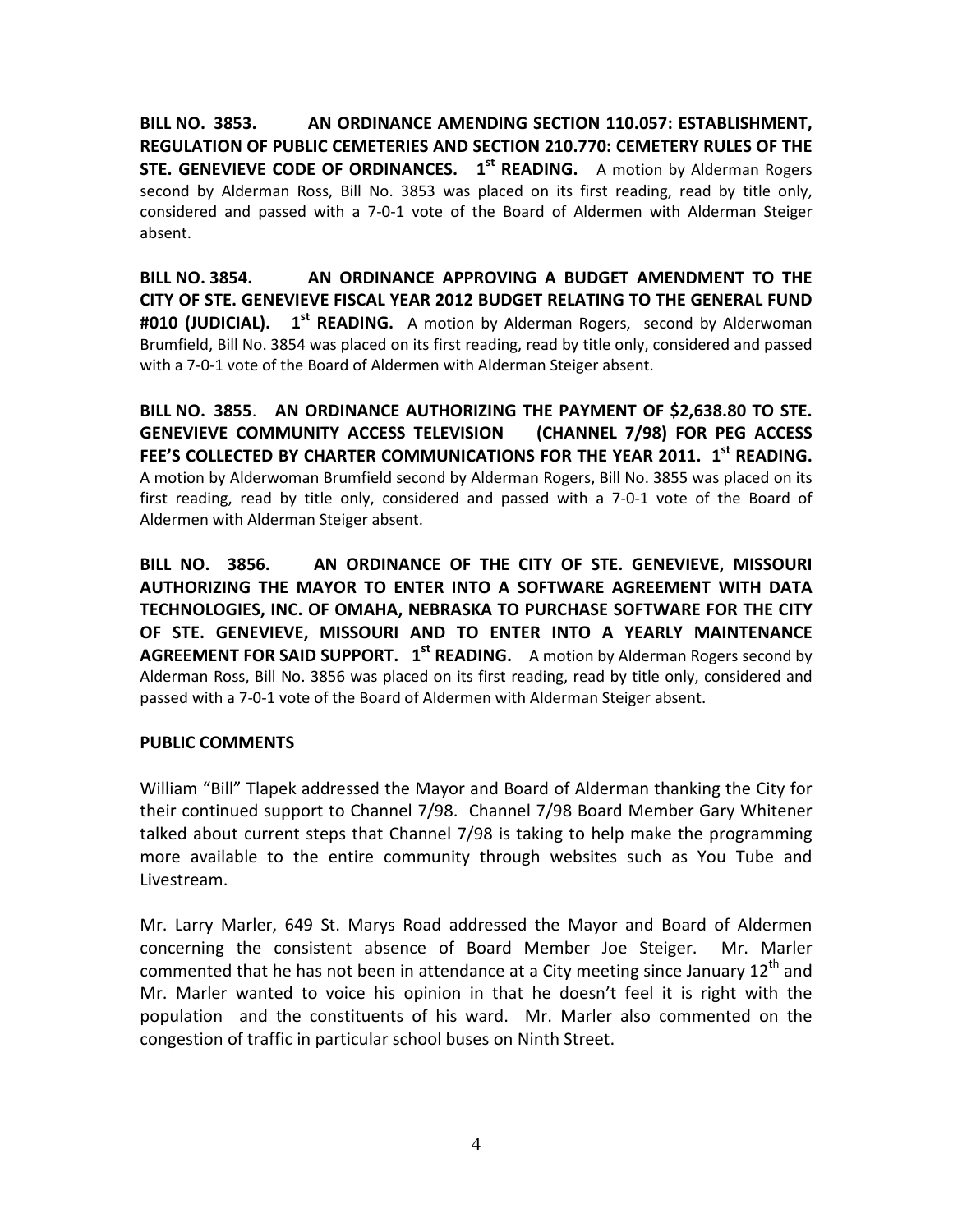**BILL NO. 3853. AN ORDINANCE AMENDING SECTION 110.057: ESTABLISHMENT, REGULATION OF PUBLIC CEMETERIES AND SECTION 210.770: CEMETERY RULES OF THE STE. GENEVIEVE CODE OF ORDINANCES. 1st READING.** A motion by Alderman Rogers second by Alderman Ross, Bill No. 3853 was placed on its first reading, read by title only, considered and passed with a 7-0-1 vote of the Board of Aldermen with Alderman Steiger absent.

**BILL NO. 3854. AN ORDINANCE APPROVING A BUDGET AMENDMENT TO THE CITY OF STE. GENEVIEVE FISCAL YEAR 2012 BUDGET RELATING TO THE GENERAL FUND #010 (JUDICIAL). 1st READING.** A motion by Alderman Rogers, second by Alderwoman Brumfield, Bill No. 3854 was placed on its first reading, read by title only, considered and passed with a 7-0-1 vote of the Board of Aldermen with Alderman Steiger absent.

**BILL NO. 3855. AN ORDINANCE AUTHORIZING THE PAYMENT OF $2,638.80 TO STE. GENEVIEVE COMMUNITY ACCESS TELEVISION (CHANNEL 7/98) FOR PEG ACCESS FEE'S COLLECTED BY CHARTER COMMUNICATIONS FOR THE YEAR 2011. 1st READING.** A motion by Alderwoman Brumfield second by Alderman Rogers, Bill No. 3855 was placed on its first reading, read by title only, considered and passed with a 7-0-1 vote of the Board of Aldermen with Alderman Steiger absent.

**BILL NO. 3856. AN ORDINANCE OF THE CITY OF STE. GENEVIEVE, MISSOURI AUTHORIZING THE MAYOR TO ENTER INTO A SOFTWARE AGREEMENT WITH DATA TECHNOLOGIES, INC. OF OMAHA, NEBRASKA TO PURCHASE SOFTWARE FOR THE CITY OF STE. GENEVIEVE, MISSOURI AND TO ENTER INTO A YEARLY MAINTENANCE AGREEMENT FOR SAID SUPPORT. 1st READING.** A motion by Alderman Rogers second by Alderman Ross, Bill No. 3856 was placed on its first reading, read by title only, considered and passed with a 7-0-1 vote of the Board of Aldermen with Alderman Steiger absent.

**PUBLIC COMMENTS**

William "Bill" Tlapek addressed the Mayor and Board of Alderman thanking the City for their continued support to Channel 7/98. Channel 7/98 Board Member Gary Whitener talked about current steps that Channel 7/98 is taking to help make the programming more available to the entire community through websites such as You Tube and Livestream.

Mr. Larry Marler, 649 St. Marys Road addressed the Mayor and Board of Aldermen concerning the consistent absence of Board Member Joe Steiger. Mr. Marler commented that he has not been in attendance at a City meeting since January 12th and Mr. Marler wanted to voice his opinion in that he doesn't feel it is right with the population and the constituents of his ward. Mr. Marler also commented on the congestion of traffic in particular school buses on Ninth Street.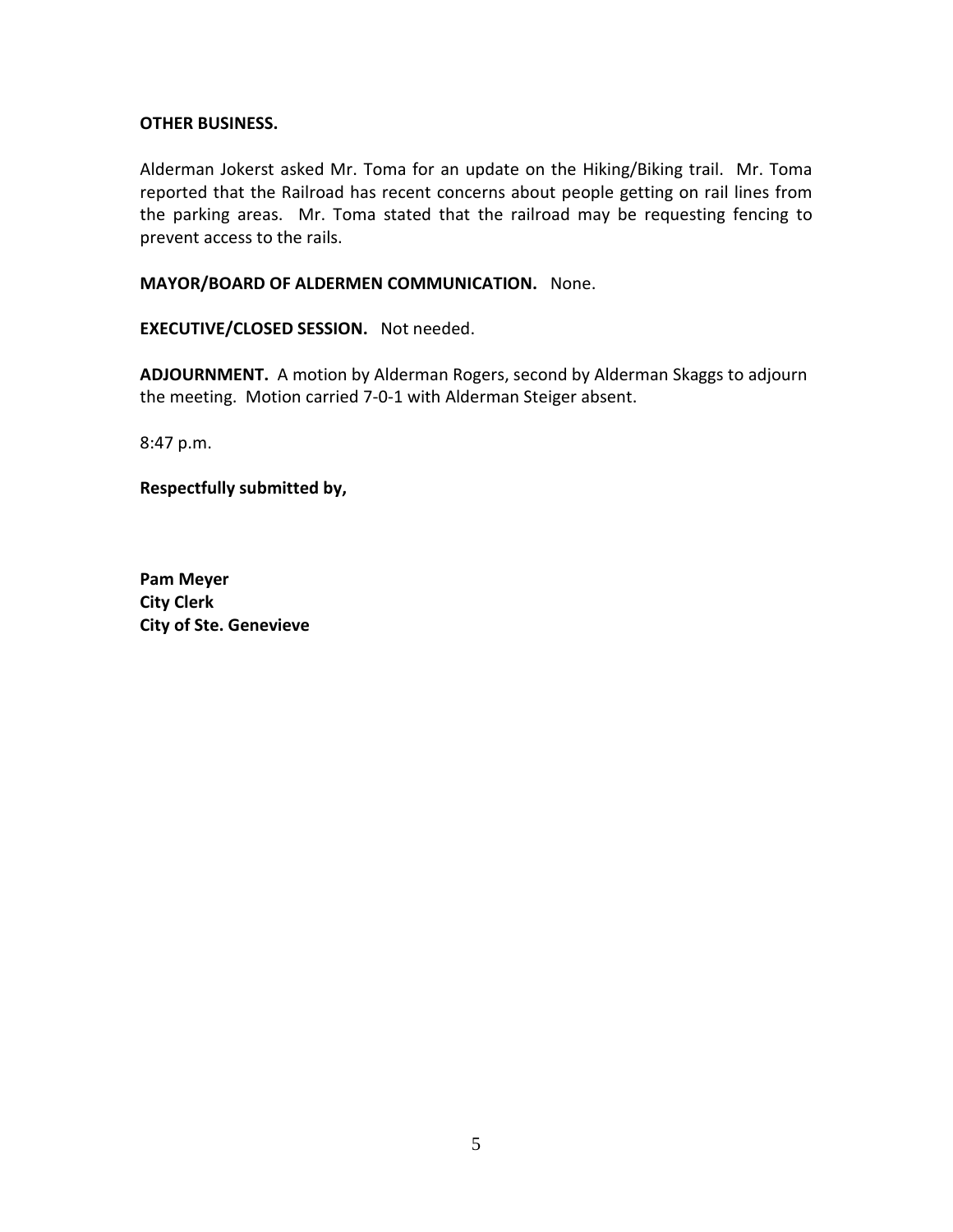**OTHER BUSINESS.**

Alderman Jokerst asked Mr. Toma for an update on the Hiking/Biking trail. Mr. Toma reported that the Railroad has recent concerns about people getting on rail lines from the parking areas. Mr. Toma stated that the railroad may be requesting fencing to prevent access to the rails.

**MAYOR/BOARD OF ALDERMEN COMMUNICATION.** None.

**EXECUTIVE/CLOSED SESSION.** Not needed.

**ADJOURNMENT.** A motion by Alderman Rogers, second by Alderman Skaggs to adjourn the meeting. Motion carried 7-0-1 with Alderman Steiger absent.

8:47 p.m.

**Respectfully submitted by,**

**Pam Meyer**
**City Clerk**
**City of Ste. Genevieve**